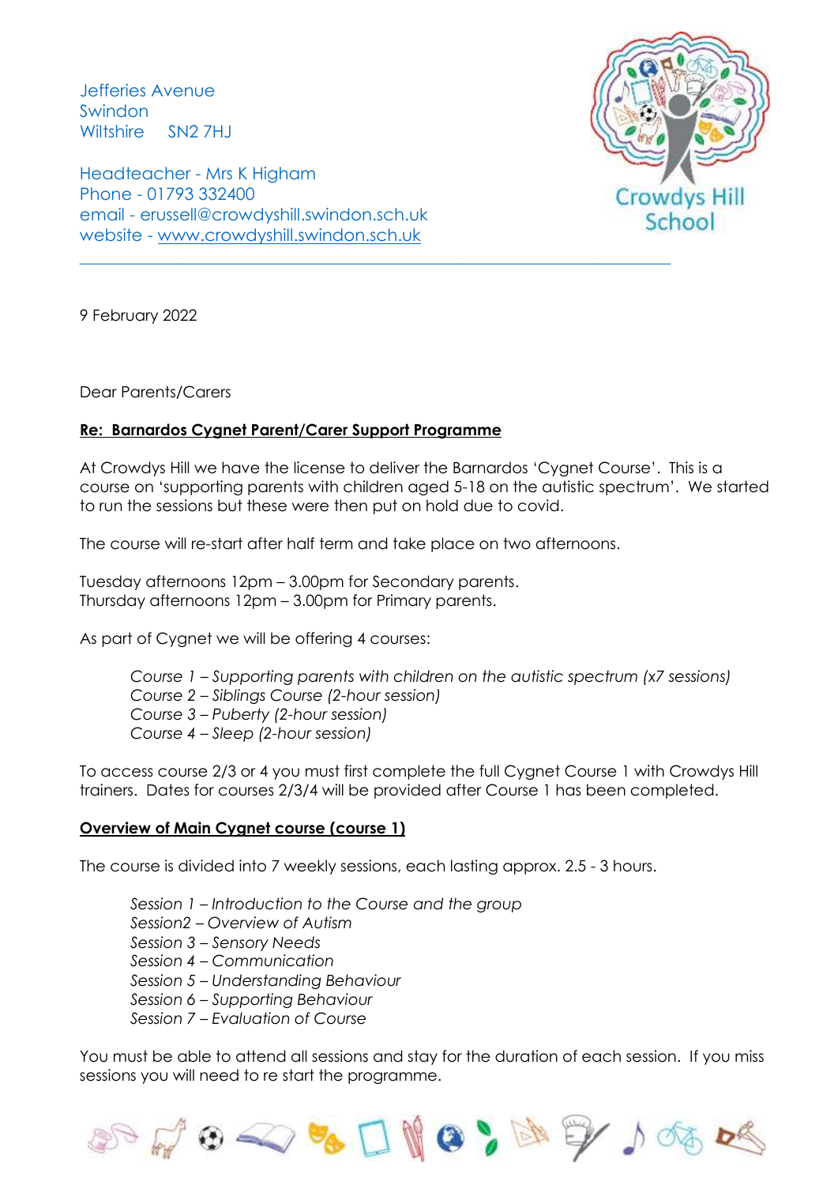Jefferies Avenue
Swindon
Wiltshire SN2 7HJ

Headteacher - Mrs K Higham
Phone - 01793 332400
email - erussell@crowdyshill.swindon.sch.uk
website - www.crowdyshill.swindon.sch.uk

Crowdys Hill School

---

9 February 2022

Dear Parents/Carers

**Re: Barnardos Cygnet Parent/Carer Support Programme**

At Crowdys Hill we have the license to deliver the Barnardos 'Cygnet Course'. This is a course on 'supporting parents with children aged 5-18 on the autistic spectrum'. We started to run the sessions but these were then put on hold due to covid.

The course will re-start after half term and take place on two afternoons.

Tuesday afternoons 12pm – 3.00pm for Secondary parents.
Thursday afternoons 12pm – 3.00pm for Primary parents.

As part of Cygnet we will be offering 4 courses:

*Course 1 – Supporting parents with children on the autistic spectrum (x7 sessions)*
*Course 2 – Siblings Course (2-hour session)*
*Course 3 – Puberty (2-hour session)*
*Course 4 – Sleep (2-hour session)*

To access course 2/3 or 4 you must first complete the full Cygnet Course 1 with Crowdys Hill trainers. Dates for courses 2/3/4 will be provided after Course 1 has been completed.

**Overview of Main Cygnet course (course 1)**

The course is divided into 7 weekly sessions, each lasting approx. 2.5 - 3 hours.

*Session 1 – Introduction to the Course and the group*
*Session2 – Overview of Autism*
*Session 3 – Sensory Needs*
*Session 4 – Communication*
*Session 5 – Understanding Behaviour*
*Session 6 – Supporting Behaviour*
*Session 7 – Evaluation of Course*

You must be able to attend all sessions and stay for the duration of each session. If you miss sessions you will need to re start the programme.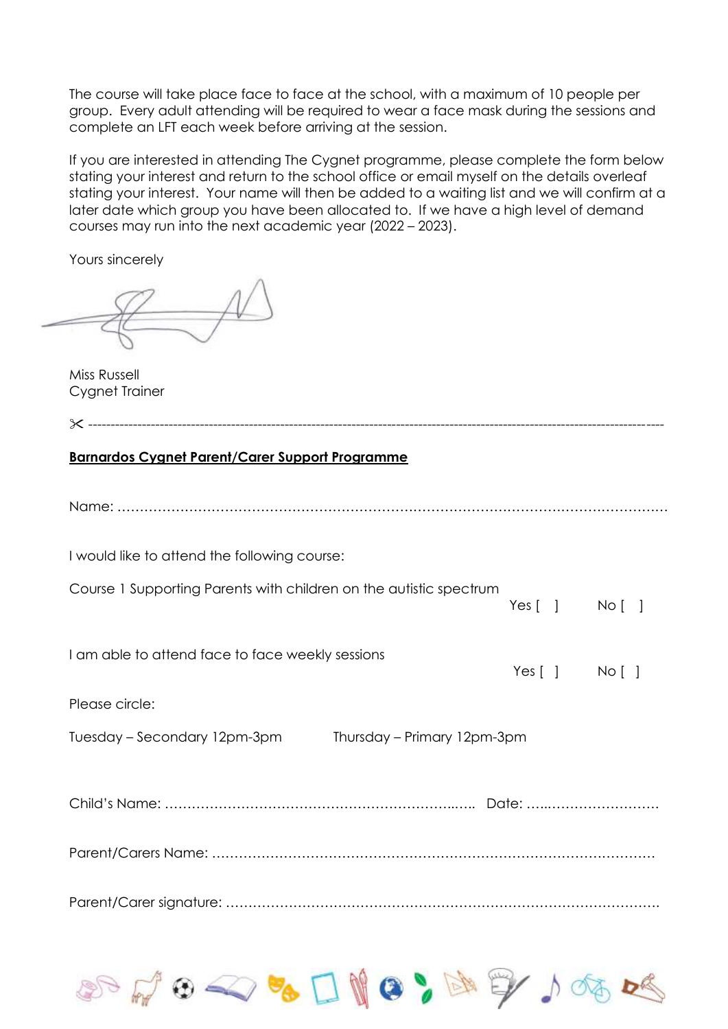The course will take place face to face at the school, with a maximum of 10 people per group. Every adult attending will be required to wear a face mask during the sessions and complete an LFT each week before arriving at the session.

If you are interested in attending The Cygnet programme, please complete the form below stating your interest and return to the school office or email myself on the details overleaf stating your interest. Your name will then be added to a waiting list and we will confirm at a later date which group you have been allocated to. If we have a high level of demand courses may run into the next academic year (2022 – 2023).

Yours sincerely

Miss Russell
Cygnet Trainer

✂ ------------------------------------------------------------------------------------------------------------------------

**Barnardos Cygnet Parent/Carer Support Programme**

Name: …………………………………………………………………………………………………………

I would like to attend the following course:

Course 1 Supporting Parents with children on the autistic spectrum Yes [ ] No [ ]

I am able to attend face to face weekly sessions Yes [ ] No [ ]

Please circle:

Tuesday – Secondary 12pm-3pm Thursday – Primary 12pm-3pm

Child's Name: …………………………………………………………….….. Date: …..……………………

Parent/Carers Name: ……………………………………………………………………………………

Parent/Carer signature: ………………………………………………………………………………….